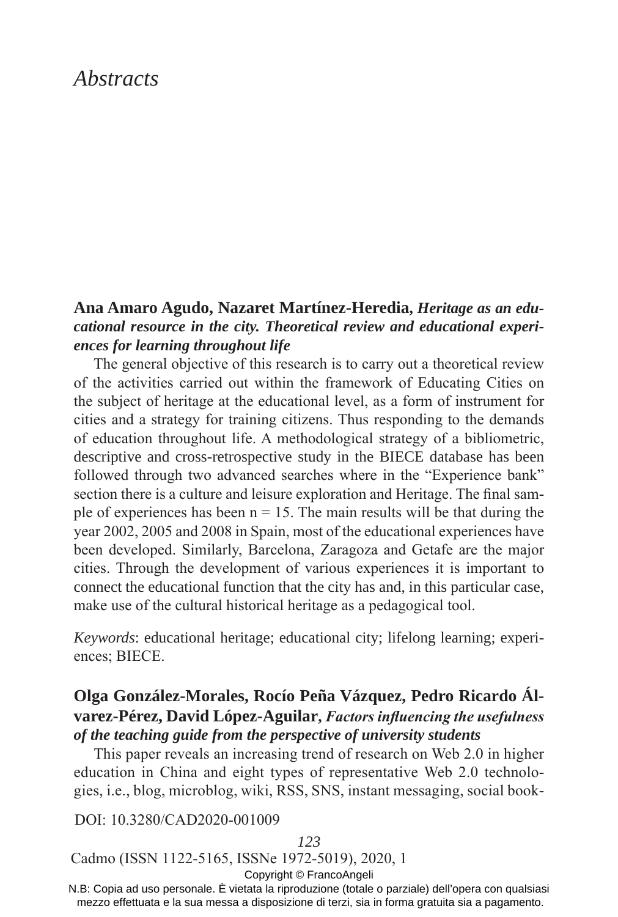# *Abstracts*

**Ana Amaro Agudo, Nazaret Martínez-Heredia,** ***Heritage as an educational resource in the city. Theoretical review and educational experiences for learning throughout life***

The general objective of this research is to carry out a theoretical review of the activities carried out within the framework of Educating Cities on the subject of heritage at the educational level, as a form of instrument for cities and a strategy for training citizens. Thus responding to the demands of education throughout life. A methodological strategy of a bibliometric, descriptive and cross-retrospective study in the BIECE database has been followed through two advanced searches where in the "Experience bank" section there is a culture and leisure exploration and Heritage. The final sample of experiences has been n = 15. The main results will be that during the year 2002, 2005 and 2008 in Spain, most of the educational experiences have been developed. Similarly, Barcelona, Zaragoza and Getafe are the major cities. Through the development of various experiences it is important to connect the educational function that the city has and, in this particular case, make use of the cultural historical heritage as a pedagogical tool.

*Keywords*: educational heritage; educational city; lifelong learning; experiences; BIECE.

**Olga González-Morales, Rocío Peña Vázquez, Pedro Ricardo Álvarez-Pérez, David López-Aguilar,** ***Factors influencing the usefulness of the teaching guide from the perspective of university students***

This paper reveals an increasing trend of research on Web 2.0 in higher education in China and eight types of representative Web 2.0 technologies, i.e., blog, microblog, wiki, RSS, SNS, instant messaging, social book-

DOI: 10.3280/CAD2020-001009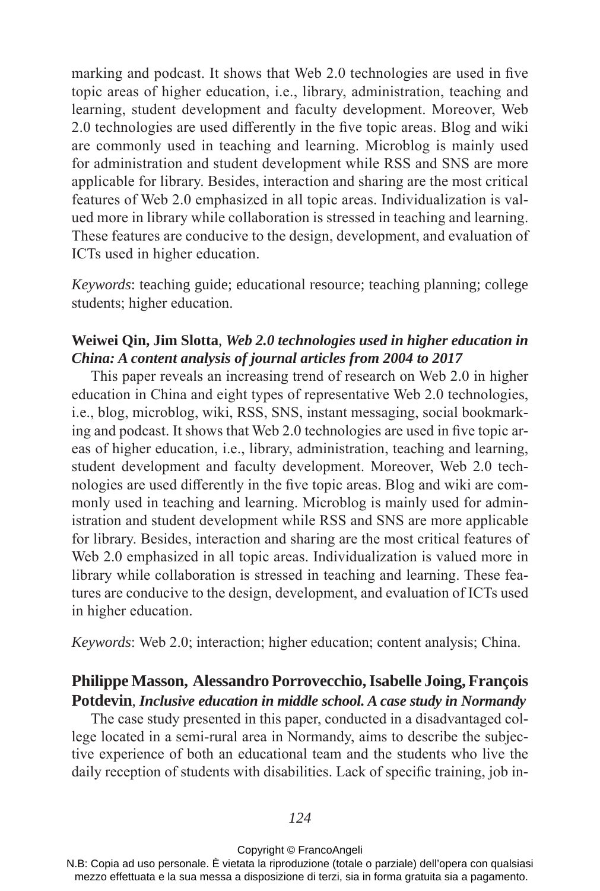marking and podcast. It shows that Web 2.0 technologies are used in five topic areas of higher education, i.e., library, administration, teaching and learning, student development and faculty development. Moreover, Web 2.0 technologies are used differently in the five topic areas. Blog and wiki are commonly used in teaching and learning. Microblog is mainly used for administration and student development while RSS and SNS are more applicable for library. Besides, interaction and sharing are the most critical features of Web 2.0 emphasized in all topic areas. Individualization is valued more in library while collaboration is stressed in teaching and learning. These features are conducive to the design, development, and evaluation of ICTs used in higher education.

*Keywords*: teaching guide; educational resource; teaching planning; college students; higher education.

**Weiwei Qin, Jim Slotta**, ***Web 2.0 technologies used in higher education in China: A content analysis of journal articles from 2004 to 2017***

This paper reveals an increasing trend of research on Web 2.0 in higher education in China and eight types of representative Web 2.0 technologies, i.e., blog, microblog, wiki, RSS, SNS, instant messaging, social bookmarking and podcast. It shows that Web 2.0 technologies are used in five topic areas of higher education, i.e., library, administration, teaching and learning, student development and faculty development. Moreover, Web 2.0 technologies are used differently in the five topic areas. Blog and wiki are commonly used in teaching and learning. Microblog is mainly used for administration and student development while RSS and SNS are more applicable for library. Besides, interaction and sharing are the most critical features of Web 2.0 emphasized in all topic areas. Individualization is valued more in library while collaboration is stressed in teaching and learning. These features are conducive to the design, development, and evaluation of ICTs used in higher education.

*Keywords*: Web 2.0; interaction; higher education; content analysis; China.

**Philippe Masson, Alessandro Porrovecchio, Isabelle Joing, François Potdevin**, ***Inclusive education in middle school. A case study in Normandy***

The case study presented in this paper, conducted in a disadvantaged college located in a semi-rural area in Normandy, aims to describe the subjective experience of both an educational team and the students who live the daily reception of students with disabilities. Lack of specific training, job in-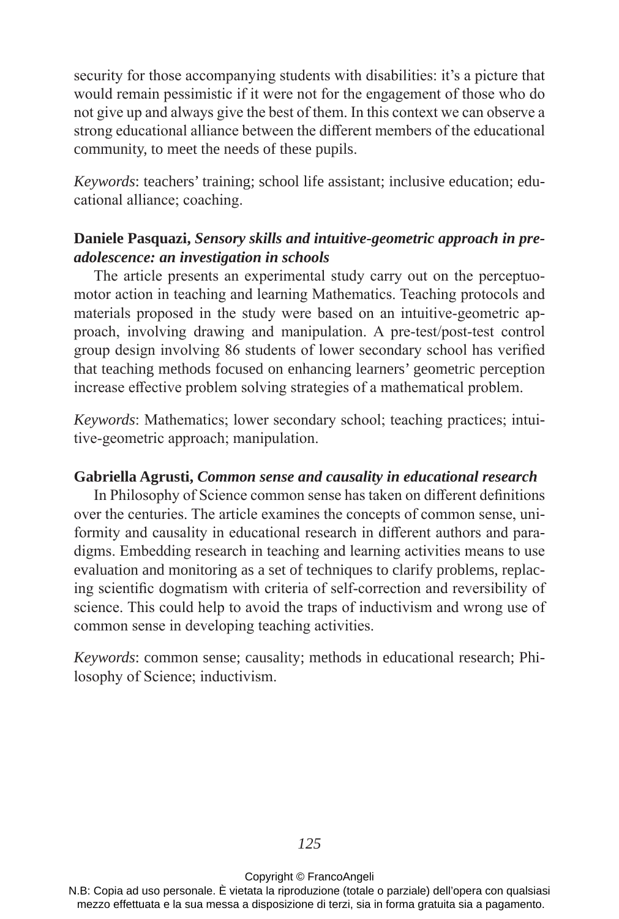security for those accompanying students with disabilities: it's a picture that would remain pessimistic if it were not for the engagement of those who do not give up and always give the best of them. In this context we can observe a strong educational alliance between the different members of the educational community, to meet the needs of these pupils.

*Keywords*: teachers' training; school life assistant; inclusive education; educational alliance; coaching.

**Daniele Pasquazi, *Sensory skills and intuitive-geometric approach in pre-adolescence: an investigation in schools***

The article presents an experimental study carry out on the perceptuo-motor action in teaching and learning Mathematics. Teaching protocols and materials proposed in the study were based on an intuitive-geometric approach, involving drawing and manipulation. A pre-test/post-test control group design involving 86 students of lower secondary school has verified that teaching methods focused on enhancing learners' geometric perception increase effective problem solving strategies of a mathematical problem.

*Keywords*: Mathematics; lower secondary school; teaching practices; intuitive-geometric approach; manipulation.

**Gabriella Agrusti, *Common sense and causality in educational research***

In Philosophy of Science common sense has taken on different definitions over the centuries. The article examines the concepts of common sense, uniformity and causality in educational research in different authors and paradigms. Embedding research in teaching and learning activities means to use evaluation and monitoring as a set of techniques to clarify problems, replacing scientific dogmatism with criteria of self-correction and reversibility of science. This could help to avoid the traps of inductivism and wrong use of common sense in developing teaching activities.

*Keywords*: common sense; causality; methods in educational research; Philosophy of Science; inductivism.